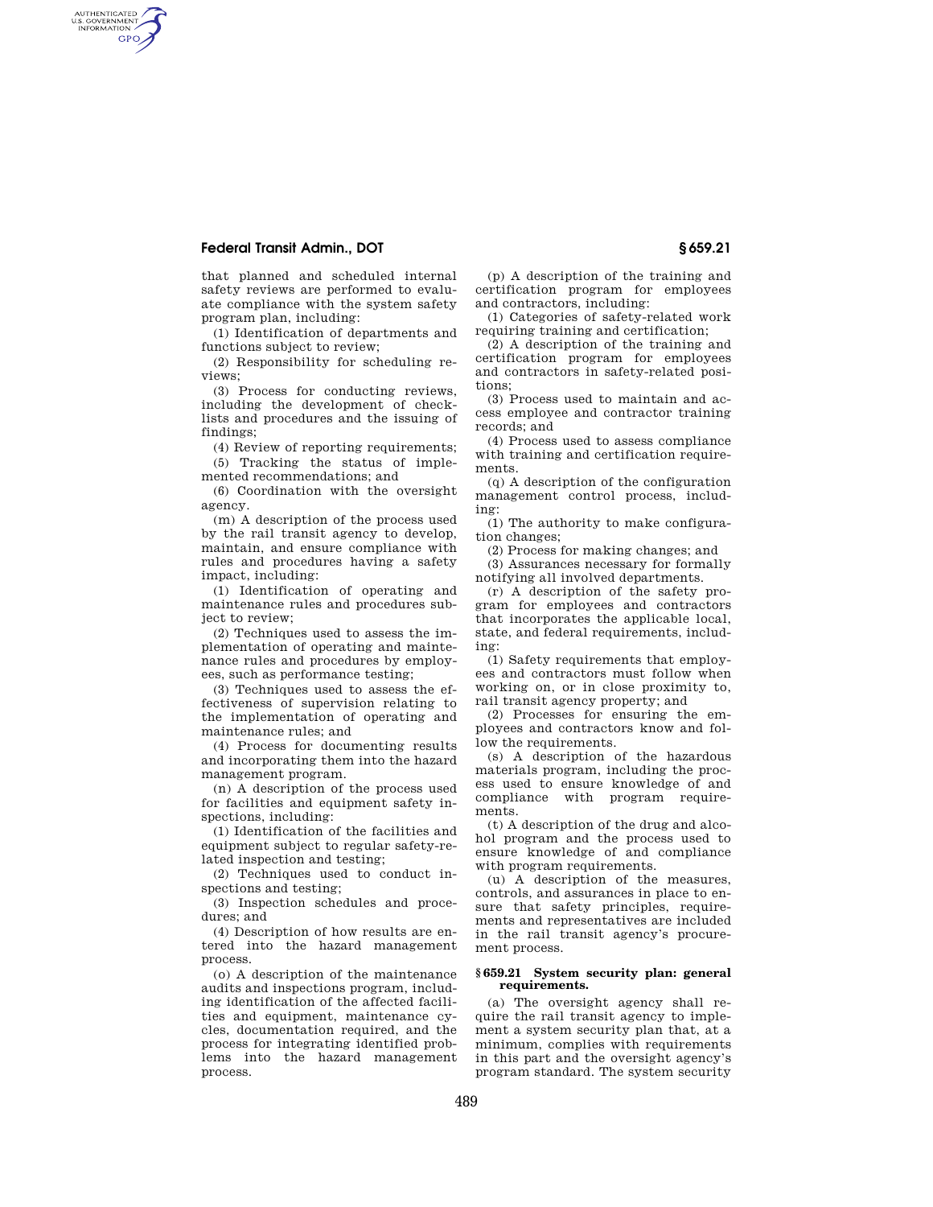that planned and scheduled internal safety reviews are performed to evaluate compliance with the system safety program plan, including:

(1) Identification of departments and functions subject to review;

(2) Responsibility for scheduling reviews;

(3) Process for conducting reviews, including the development of checklists and procedures and the issuing of findings;

(4) Review of reporting requirements;

(5) Tracking the status of implemented recommendations; and

(6) Coordination with the oversight agency.

(m) A description of the process used by the rail transit agency to develop, maintain, and ensure compliance with rules and procedures having a safety impact, including:

(1) Identification of operating and maintenance rules and procedures subject to review;

(2) Techniques used to assess the implementation of operating and maintenance rules and procedures by employees, such as performance testing;

(3) Techniques used to assess the effectiveness of supervision relating to the implementation of operating and maintenance rules; and

(4) Process for documenting results and incorporating them into the hazard management program.

(n) A description of the process used for facilities and equipment safety inspections, including:

(1) Identification of the facilities and equipment subject to regular safety-related inspection and testing;

(2) Techniques used to conduct inspections and testing;

(3) Inspection schedules and procedures; and

(4) Description of how results are entered into the hazard management process.

(o) A description of the maintenance audits and inspections program, including identification of the affected facilities and equipment, maintenance cycles, documentation required, and the process for integrating identified problems into the hazard management process.

(p) A description of the training and certification program for employees and contractors, including:

(1) Categories of safety-related work requiring training and certification;

(2) A description of the training and certification program for employees and contractors in safety-related positions;

(3) Process used to maintain and access employee and contractor training records; and

(4) Process used to assess compliance with training and certification requirements.

(q) A description of the configuration management control process, including:

(1) The authority to make configuration changes;

(2) Process for making changes; and

(3) Assurances necessary for formally notifying all involved departments.

(r) A description of the safety program for employees and contractors that incorporates the applicable local, state, and federal requirements, including:

(1) Safety requirements that employees and contractors must follow when working on, or in close proximity to, rail transit agency property; and

(2) Processes for ensuring the employees and contractors know and follow the requirements.

(s) A description of the hazardous materials program, including the process used to ensure knowledge of and compliance with program requirements.

(t) A description of the drug and alcohol program and the process used to ensure knowledge of and compliance with program requirements.

(u) A description of the measures, controls, and assurances in place to ensure that safety principles, requirements and representatives are included in the rail transit agency's procurement process.

### § 659.21 System security plan: general requirements.

(a) The oversight agency shall require the rail transit agency to implement a system security plan that, at a minimum, complies with requirements in this part and the oversight agency's program standard. The system security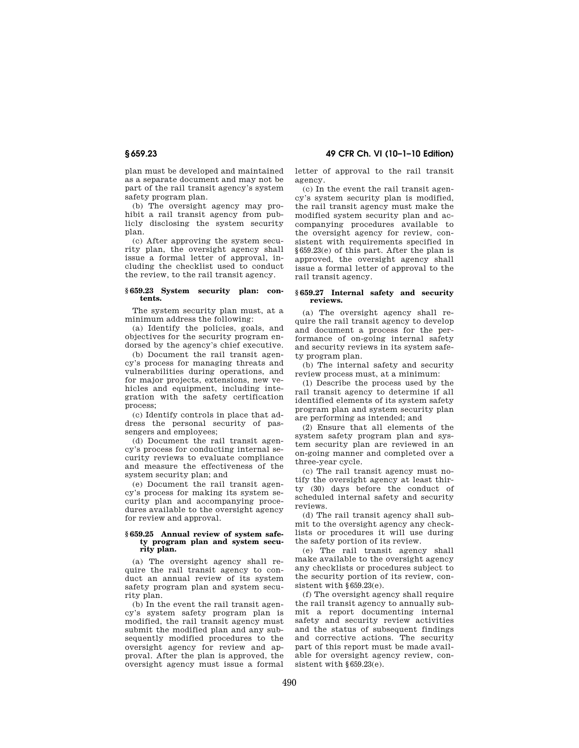plan must be developed and maintained as a separate document and may not be part of the rail transit agency's system safety program plan.

(b) The oversight agency may prohibit a rail transit agency from publicly disclosing the system security plan.

(c) After approving the system security plan, the oversight agency shall issue a formal letter of approval, including the checklist used to conduct the review, to the rail transit agency.

### § 659.23 System security plan: contents.

The system security plan must, at a minimum address the following:

(a) Identify the policies, goals, and objectives for the security program endorsed by the agency's chief executive.

(b) Document the rail transit agency's process for managing threats and vulnerabilities during operations, and for major projects, extensions, new vehicles and equipment, including integration with the safety certification process;

(c) Identify controls in place that address the personal security of passengers and employees;

(d) Document the rail transit agency's process for conducting internal security reviews to evaluate compliance and measure the effectiveness of the system security plan; and

(e) Document the rail transit agency's process for making its system security plan and accompanying procedures available to the oversight agency for review and approval.

### § 659.25 Annual review of system safety program plan and system security plan.

(a) The oversight agency shall require the rail transit agency to conduct an annual review of its system safety program plan and system security plan.

(b) In the event the rail transit agency's system safety program plan is modified, the rail transit agency must submit the modified plan and any subsequently modified procedures to the oversight agency for review and approval. After the plan is approved, the oversight agency must issue a formal letter of approval to the rail transit agency.

(c) In the event the rail transit agency's system security plan is modified, the rail transit agency must make the modified system security plan and accompanying procedures available to the oversight agency for review, consistent with requirements specified in § 659.23(e) of this part. After the plan is approved, the oversight agency shall issue a formal letter of approval to the rail transit agency.

### § 659.27 Internal safety and security reviews.

(a) The oversight agency shall require the rail transit agency to develop and document a process for the performance of on-going internal safety and security reviews in its system safety program plan.

(b) The internal safety and security review process must, at a minimum:

(1) Describe the process used by the rail transit agency to determine if all identified elements of its system safety program plan and system security plan are performing as intended; and

(2) Ensure that all elements of the system safety program plan and system security plan are reviewed in an on-going manner and completed over a three-year cycle.

(c) The rail transit agency must notify the oversight agency at least thirty (30) days before the conduct of scheduled internal safety and security reviews.

(d) The rail transit agency shall submit to the oversight agency any checklists or procedures it will use during the safety portion of its review.

(e) The rail transit agency shall make available to the oversight agency any checklists or procedures subject to the security portion of its review, consistent with § 659.23(e).

(f) The oversight agency shall require the rail transit agency to annually submit a report documenting internal safety and security review activities and the status of subsequent findings and corrective actions. The security part of this report must be made available for oversight agency review, consistent with § 659.23(e).